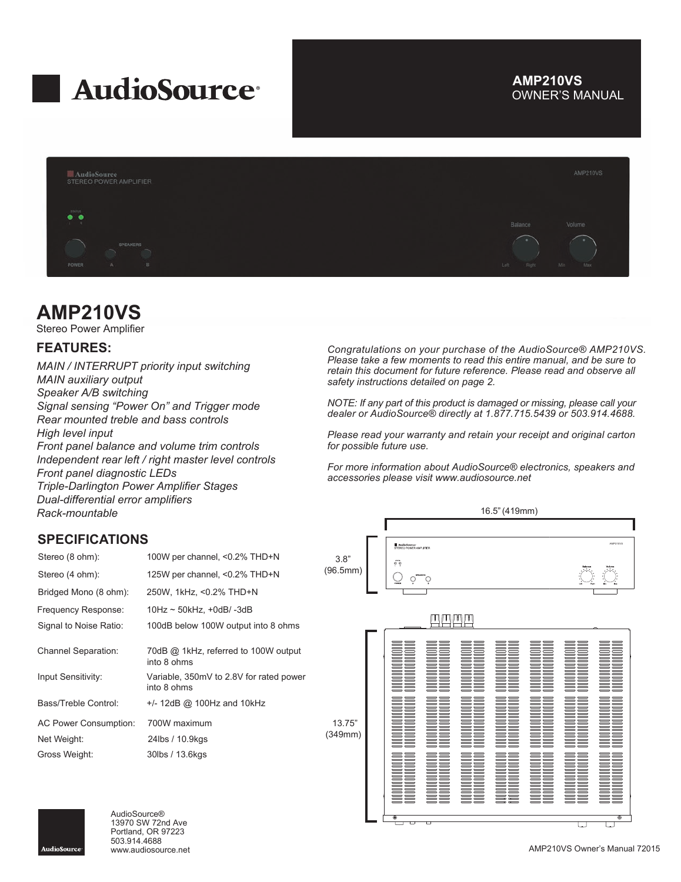# AudioSource®

**AMP210VS**
OWNER'S MANUAL

## AMP210VS

Stereo Power Amplifier

### FEATURES:

*MAIN / INTERRUPT priority input switching*
*MAIN auxiliary output*
*Speaker A/B switching*
*Signal sensing "Power On" and Trigger mode*
*Rear mounted treble and bass controls*
*High level input*
*Front panel balance and volume trim controls*
*Independent rear left / right master level controls*
*Front panel diagnostic LEDs*
*Triple-Darlington Power Amplifier Stages*
*Dual-differential error amplifiers*
*Rack-mountable*

### SPECIFICATIONS

| | |
|---|---|
| Stereo (8 ohm): | 100W per channel, <0.2% THD+N |
| Stereo (4 ohm): | 125W per channel, <0.2% THD+N |
| Bridged Mono (8 ohm): | 250W, 1kHz, <0.2% THD+N |
| Frequency Response: | 10Hz ~ 50kHz, +0dB/ -3dB |
| Signal to Noise Ratio: | 100dB below 100W output into 8 ohms |
| Channel Separation: | 70dB @ 1kHz, referred to 100W output into 8 ohms |
| Input Sensitivity: | Variable, 350mV to 2.8V for rated power into 8 ohms |
| Bass/Treble Control: | +/- 12dB @ 100Hz and 10kHz |
| AC Power Consumption: | 700W maximum |
| Net Weight: | 24lbs / 10.9kgs |
| Gross Weight: | 30lbs / 13.6kgs |

*Congratulations on your purchase of the AudioSource® AMP210VS. Please take a few moments to read this entire manual, and be sure to retain this document for future reference. Please read and observe all safety instructions detailed on page 2.*

*NOTE: If any part of this product is damaged or missing, please call your dealer or AudioSource® directly at 1.877.715.5439 or 503.914.4688.*

*Please read your warranty and retain your receipt and original carton for possible future use.*

*For more information about AudioSource® electronics, speakers and accessories please visit www.audiosource.net*

16.5" (419mm)

3.8" (96.5mm)

13.75" (349mm)

AudioSource®
13970 SW 72nd Ave
Portland, OR 97223
503.914.4688
www.audiosource.net

AMP210VS Owner's Manual 72015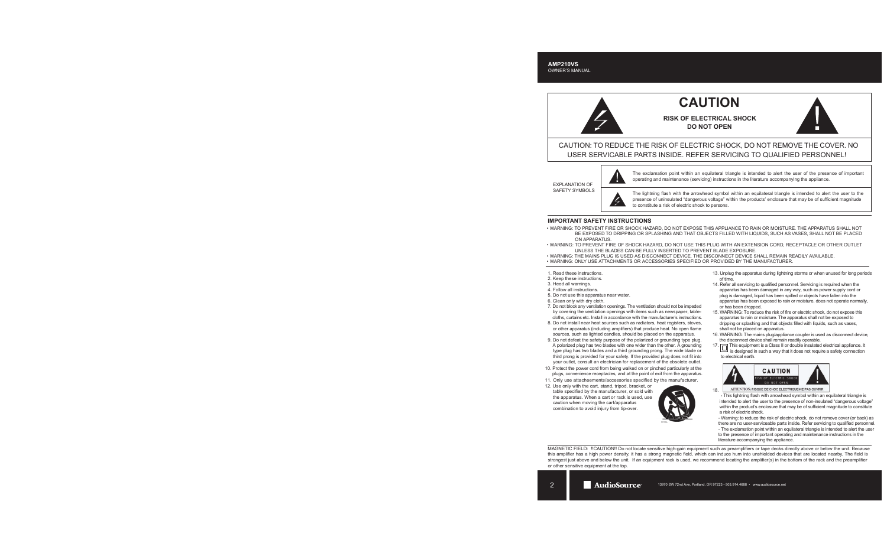# CAUTION

**RISK OF ELECTRICAL SHOCK**
**DO NOT OPEN**

CAUTION: TO REDUCE THE RISK OF ELECTRIC SHOCK, DO NOT REMOVE THE COVER. NO USER SERVICABLE PARTS INSIDE. REFER SERVICING TO QUALIFIED PERSONNEL!

EXPLANATION OF SAFETY SYMBOLS

The exclamation point within an equilateral triangle is intended to alert the user of the presence of important operating and maintenance (servicing) instructions in the literature accompanying the appliance.

The lightning flash with the arrowhead symbol within an equilateral triangle is intended to alert the user to the presence of uninsulated "dangerous voltage" within the products' enclosure that may be of sufficient magnitude to constitute a risk of electric shock to persons.

## IMPORTANT SAFETY INSTRUCTIONS

- WARNING: TO PREVENT FIRE OR SHOCK HAZARD, DO NOT EXPOSE THIS APPLIANCE TO RAIN OR MOISTURE. THE APPARATUS SHALL NOT BE EXPOSED TO DRIPPING OR SPLASHING AND THAT OBJECTS FILLED WITH LIQUIDS, SUCH AS VASES, SHALL NOT BE PLACED ON APPARATUS.
- WARNING: TO PREVENT FIRE OF SHOCK HAZARD, DO NOT USE THIS PLUG WITH AN EXTENSION CORD, RECEPTACLE OR OTHER OUTLET UNLESS THE BLADES CAN BE FULLY INSERTED TO PREVENT BLADE EXPOSURE.
- WARNING: THE MAINS PLUG IS USED AS DISCONNECT DEVICE. THE DISCONNECT DEVICE SHALL REMAIN READILY AVAILABLE.
- WARNING: ONLY USE ATTACHMENTS OR ACCESSORIES SPECIFIED OR PROVIDED BY THE MANUFACTURER.

1. Read these instructions.
2. Keep these instructions.
3. Heed all warnings.
4. Follow all instructions.
5. Do not use this apparatus near water.
6. Clean only with dry cloth.
7. Do not block any ventilation openings. The ventilation should not be impeded by covering the ventilation openings with items such as newspaper, table-cloths, curtains etc. Install in accordance with the manufacturer's instructions.
8. Do not install near heat sources such as radiators, heat registers, stoves, or other apparatus (including amplifiers) that produce heat. No open flame sources, such as lighted candles, should be placed on the apparatus.
9. Do not defeat the safety purpose of the polarized or grounding type plug. A polarized plug has two blades with one wider than the other. A grounding type plug has two blades and a third grounding prong. The wide blade or third prong is provided for your safety. If the provided plug does not fit into your outlet, consult an electrician for replacement of the obsolete outlet.
10. Protect the power cord from being walked on or pinched particularly at the plugs, convenience receptacles, and at the point of exit from the apparatus.
11. Only use attacheements/accessories specified by the manufacturer.
12. Use only with the cart, stand, tripod, bracket, or table specified by the manufacturer, or sold with the apparatus. When a cart or rack is used, use caution when moving the cart/apparatus combination to avoid injury from tip-over.
13. Unplug the apparatus during lightning storms or when unused for long periods of time.
14. Refer all servicing to qualified personnel. Servicing is required when the apparatus has been damaged in any way, such as power supply cord or plug is damaged, liquid has been spilled or objects have fallen into the apparatus has been exposed to rain or moisture, does not operate normally, or has been dropped.
15. WARNING: To reduce the risk of fire or electric shock, do not expose this apparatus to rain or moisture. The apparatus shall not be exposed to dripping or splashing and that objects filled with liquids, such as vases, shall not be placed on apparatus.
16. WARNING: The mains plug/appliance coupler is used as disconnect device, the disconnect device shall remain readily operable.
17. This equipment is a Class II or double insulated electrical appliance. It is designed in such a way that it does not require a safety connection to electrical earth.
18. CAUTION — RISK OF ELECTRIC SHOCK — DO NOT OPEN — ATTENTION: RISQUE DE CHOC ELECTRIQUE-NE PAS OUVRIR
    - This lightning flash with arrowhead symbol within an equilateral triangle is intended to alert the user to the presence of non-insulated "dangerous voltage" within the product's enclosure that may be of sufficient magnitude to constitute a risk of electric shock.
    - Warning: to reduce the risk of electric shock, do not remove cover (or back) as there are no user-serviceable parts inside. Refer servicing to qualified personnel.
    - The exclamation point within an equilateral triangle is intended to alert the user to the presence of important operating and maintenance instructions in the literature accompanying the appliance.

MAGNETIC FIELD: !!CAUTION!! Do not locate sensitive high-gain equipment such as preamplifiers or tape decks directly above or below the unit. Because this amplifier has a high power density, it has a strong magnetic field, which can induce hum into unshielded devices that are located nearby. The field is strongest just above and below the unit. If an equipment rack is used, we recommend locating the amplifier(s) in the bottom of the rack and the preamplifier or other sensitive equipment at the top.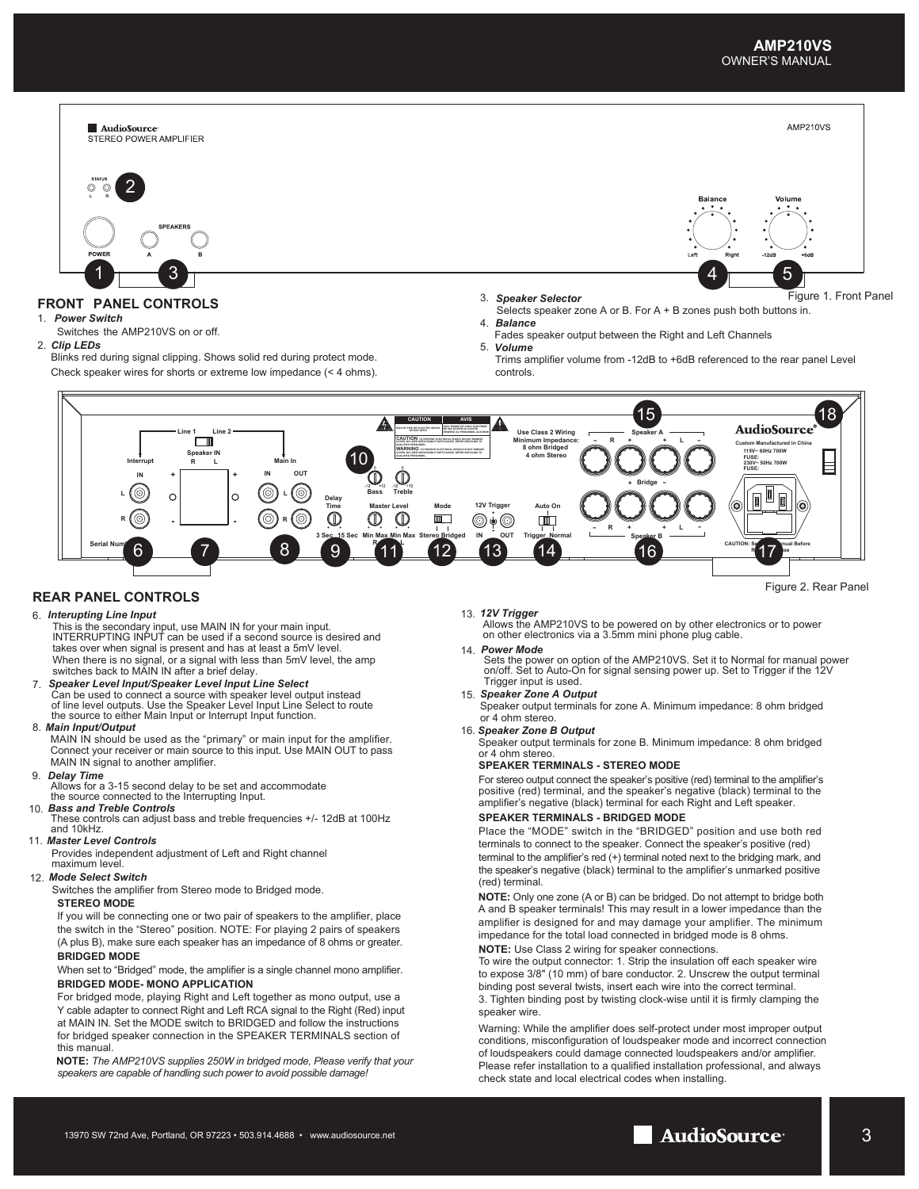FRONT PANEL CONTROLS

1. *Power Switch*
   Switches the AMP210VS on or off.
2. *Clip LEDs*
   Blinks red during signal clipping. Shows solid red during protect mode. Check speaker wires for shorts or extreme low impedance (< 4 ohms).
3. *Speaker Selector*
   Selects speaker zone A or B. For A + B zones push both buttons in.
4. *Balance*
   Fades speaker output between the Right and Left Channels
5. *Volume*
   Trims amplifier volume from -12dB to +6dB referenced to the rear panel Level controls.

Figure 1. Front Panel

Figure 2. Rear Panel

## REAR PANEL CONTROLS

6. *Interupting Line Input*
   This is the secondary input, use MAIN IN for your main input. INTERRUPTING INPUT can be used if a second source is desired and takes over when signal is present and has at least a 5mV level. When there is no signal, or a signal with less than 5mV level, the amp switches back to MAIN IN after a brief delay.
7. *Speaker Level Input/Speaker Level Input Line Select*
   Can be used to connect a source with speaker level output instead of line level outputs. Use the Speaker Level Input Line Select to route the source to either Main Input or Interrupt Input function.
8. *Main Input/Output*
   MAIN IN should be used as the "primary" or main input for the amplifier. Connect your receiver or main source to this input. Use MAIN OUT to pass MAIN IN signal to another amplifier.
9. *Delay Time*
   Allows for a 3-15 second delay to be set and accommodate the source connected to the Interrupting Input.
10. *Bass and Treble Controls*
    These controls can adjust bass and treble frequencies +/- 12dB at 100Hz and 10kHz.
11. *Master Level Controls*
    Provides independent adjustment of Left and Right channel maximum level.
12. *Mode Select Switch*
    Switches the amplifier from Stereo mode to Bridged mode.

    **STEREO MODE**

    If you will be connecting one or two pair of speakers to the amplifier, place the switch in the "Stereo" position. NOTE: For playing 2 pairs of speakers (A plus B), make sure each speaker has an impedance of 8 ohms or greater.

    **BRIDGED MODE**

    When set to "Bridged" mode, the amplifier is a single channel mono amplifier.

    **BRIDGED MODE- MONO APPLICATION**

    For bridged mode, playing Right and Left together as mono output, use a Y cable adapter to connect Right and Left RCA signal to the Right (Red) input at MAIN IN. Set the MODE switch to BRIDGED and follow the instructions for bridged speaker connection in the SPEAKER TERMINALS section of this manual.

    **NOTE:** *The AMP210VS supplies 250W in bridged mode, Please verify that your speakers are capable of handling such power to avoid possible damage!*

13. *12V Trigger*
    Allows the AMP210VS to be powered on by other electronics or to power on other electronics via a 3.5mm mini phone plug cable.
14. *Power Mode*
    Sets the power on option of the AMP210VS. Set it to Normal for manual power on/off. Set to Auto-On for signal sensing power up. Set to Trigger if the 12V Trigger input is used.
15. *Speaker Zone A Output*
    Speaker output terminals for zone A. Minimum impedance: 8 ohm bridged or 4 ohm stereo.
16. *Speaker Zone B Output*
    Speaker output terminals for zone B. Minimum impedance: 8 ohm bridged or 4 ohm stereo.

**SPEAKER TERMINALS - STEREO MODE**

For stereo output connect the speaker's positive (red) terminal to the amplifier's positive (red) terminal, and the speaker's negative (black) terminal to the amplifier's negative (black) terminal for each Right and Left speaker.

**SPEAKER TERMINALS - BRIDGED MODE**

Place the "MODE" switch in the "BRIDGED" position and use both red terminals to connect to the speaker. Connect the speaker's positive (red) terminal to the amplifier's red (+) terminal noted next to the bridging mark, and the speaker's negative (black) terminal to the amplifier's unmarked positive (red) terminal.

**NOTE:** Only one zone (A or B) can be bridged. Do not attempt to bridge both A and B speaker terminals! This may result in a lower impedance than the amplifier is designed for and may damage your amplifier. The minimum impedance for the total load connected in bridged mode is 8 ohms.

**NOTE:** Use Class 2 wiring for speaker connections.

To wire the output connector: 1. Strip the insulation off each speaker wire to expose 3/8" (10 mm) of bare conductor. 2. Unscrew the output terminal binding post several twists, insert each wire into the correct terminal. 3. Tighten binding post by twisting clock-wise until it is firmly clamping the speaker wire.

Warning: While the amplifier does self-protect under most improper output conditions, misconfiguration of loudspeaker mode and incorrect connection of loudspeakers could damage connected loudspeakers and/or amplifier. Please refer installation to a qualified installation professional, and always check state and local electrical codes when installing.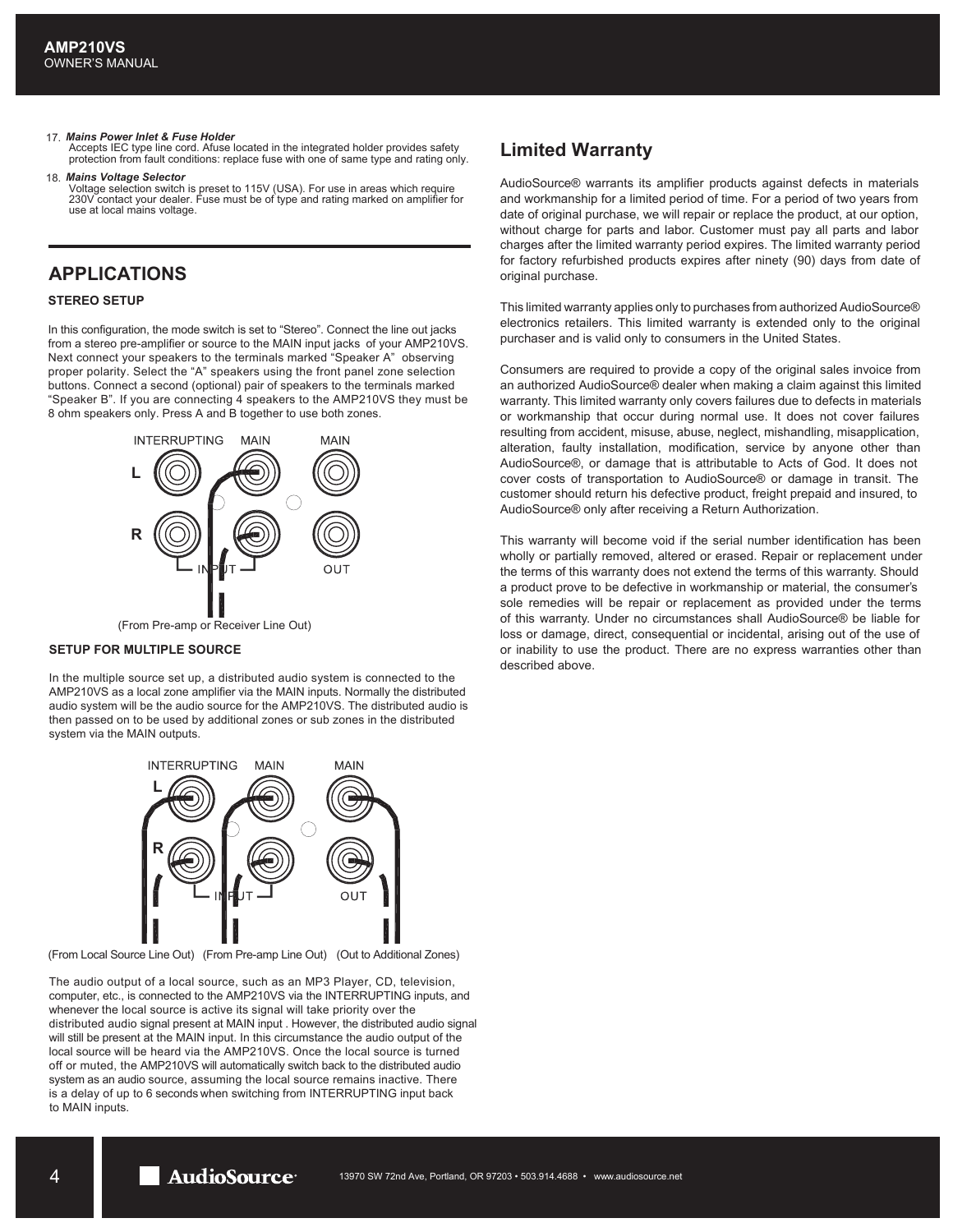17. ***Mains Power Inlet & Fuse Holder***
    Accepts IEC type line cord. Afuse located in the integrated holder provides safety protection from fault conditions: replace fuse with one of same type and rating only.

18. ***Mains Voltage Selector***
    Voltage selection switch is preset to 115V (USA). For use in areas which require 230V contact your dealer. Fuse must be of type and rating marked on amplifier for use at local mains voltage.

## APPLICATIONS

### STEREO SETUP

In this configuration, the mode switch is set to "Stereo". Connect the line out jacks from a stereo pre-amplifier or source to the MAIN input jacks of your AMP210VS. Next connect your speakers to the terminals marked "Speaker A" observing proper polarity. Select the "A" speakers using the front panel zone selection buttons. Connect a second (optional) pair of speakers to the terminals marked "Speaker B". If you are connecting 4 speakers to the AMP210VS they must be 8 ohm speakers only. Press A and B together to use both zones.

INTERRUPTING MAIN MAIN

L

R

INPUT OUT

(From Pre-amp or Receiver Line Out)

### SETUP FOR MULTIPLE SOURCE

In the multiple source set up, a distributed audio system is connected to the AMP210VS as a local zone amplifier via the MAIN inputs. Normally the distributed audio system will be the audio source for the AMP210VS. The distributed audio is then passed on to be used by additional zones or sub zones in the distributed system via the MAIN outputs.

INTERRUPTING MAIN MAIN

L

R

INPUT OUT

(From Local Source Line Out) (From Pre-amp Line Out) (Out to Additional Zones)

The audio output of a local source, such as an MP3 Player, CD, television, computer, etc., is connected to the AMP210VS via the INTERRUPTING inputs, and whenever the local source is active its signal will take priority over the distributed audio signal present at MAIN input . However, the distributed audio signal will still be present at the MAIN input. In this circumstance the audio output of the local source will be heard via the AMP210VS. Once the local source is turned off or muted, the AMP210VS will automatically switch back to the distributed audio system as an audio source, assuming the local source remains inactive. There is a delay of up to 6 seconds when switching from INTERRUPTING input back to MAIN inputs.

## Limited Warranty

AudioSource® warrants its amplifier products against defects in materials and workmanship for a limited period of time. For a period of two years from date of original purchase, we will repair or replace the product, at our option, without charge for parts and labor. Customer must pay all parts and labor charges after the limited warranty period expires. The limited warranty period for factory refurbished products expires after ninety (90) days from date of original purchase.

This limited warranty applies only to purchases from authorized AudioSource® electronics retailers. This limited warranty is extended only to the original purchaser and is valid only to consumers in the United States.

Consumers are required to provide a copy of the original sales invoice from an authorized AudioSource® dealer when making a claim against this limited warranty. This limited warranty only covers failures due to defects in materials or workmanship that occur during normal use. It does not cover failures resulting from accident, misuse, abuse, neglect, mishandling, misapplication, alteration, faulty installation, modification, service by anyone other than AudioSource®, or damage that is attributable to Acts of God. It does not cover costs of transportation to AudioSource® or damage in transit. The customer should return his defective product, freight prepaid and insured, to AudioSource® only after receiving a Return Authorization.

This warranty will become void if the serial number identification has been wholly or partially removed, altered or erased. Repair or replacement under the terms of this warranty does not extend the terms of this warranty. Should a product prove to be defective in workmanship or material, the consumer's sole remedies will be repair or replacement as provided under the terms of this warranty. Under no circumstances shall AudioSource® be liable for loss or damage, direct, consequential or incidental, arising out of the use of or inability to use the product. There are no express warranties other than described above.

AudioSource 13970 SW 72nd Ave, Portland, OR 97203 • 503.914.4688 • www.audiosource.net